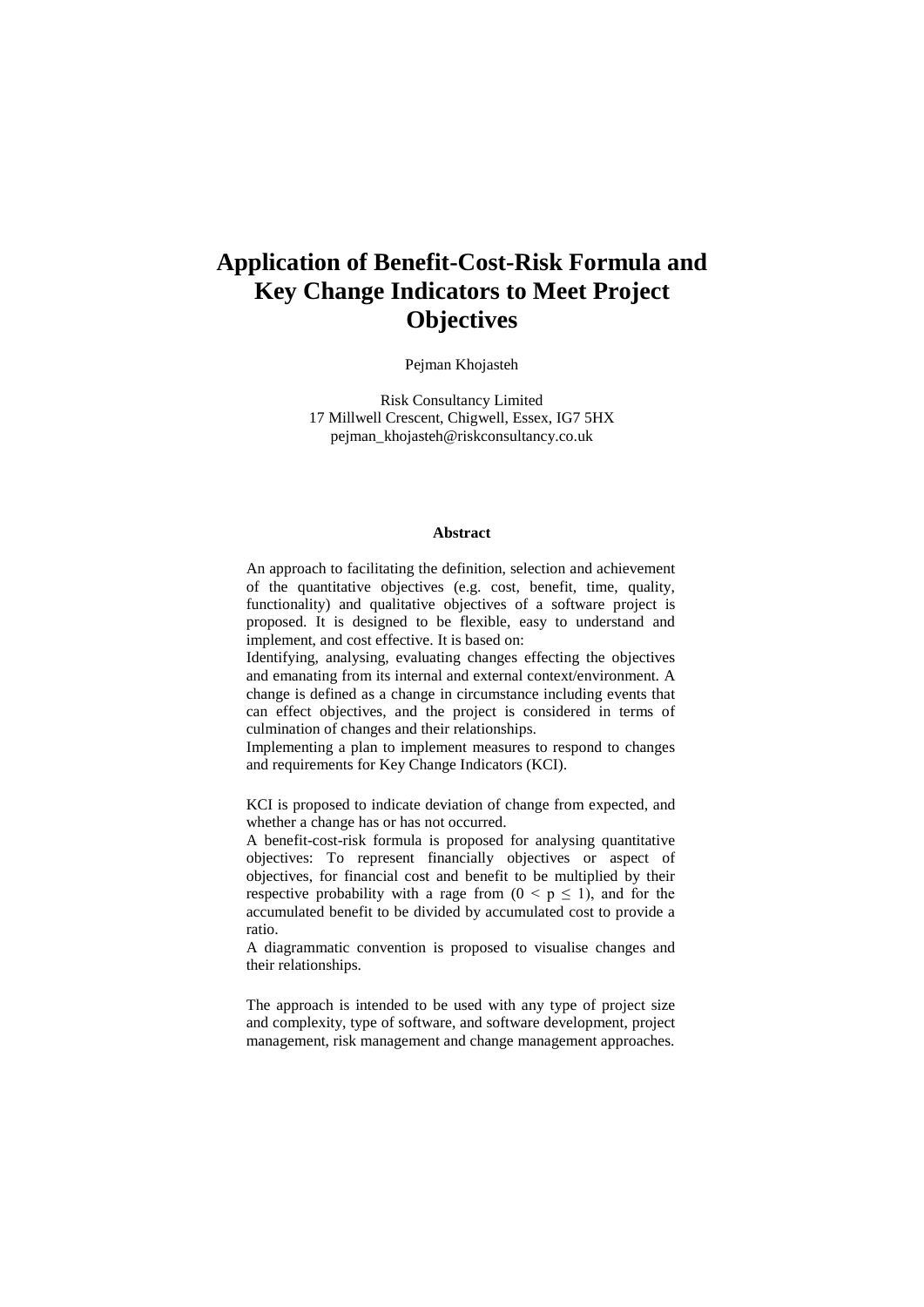# Application of Benefit-Cost-Risk Formula and Key Change Indicators to Meet Project Objectives

Pejman Khojasteh

Risk Consultancy Limited
17 Millwell Crescent, Chigwell, Essex, IG7 5HX
pejman_khojasteh@riskconsultancy.co.uk

### Abstract

An approach to facilitating the definition, selection and achievement of the quantitative objectives (e.g. cost, benefit, time, quality, functionality) and qualitative objectives of a software project is proposed. It is designed to be flexible, easy to understand and implement, and cost effective. It is based on:

Identifying, analysing, evaluating changes effecting the objectives and emanating from its internal and external context/environment. A change is defined as a change in circumstance including events that can effect objectives, and the project is considered in terms of culmination of changes and their relationships.

Implementing a plan to implement measures to respond to changes and requirements for Key Change Indicators (KCI).

KCI is proposed to indicate deviation of change from expected, and whether a change has or has not occurred.

A benefit-cost-risk formula is proposed for analysing quantitative objectives: To represent financially objectives or aspect of objectives, for financial cost and benefit to be multiplied by their respective probability with a rage from ($0 < p \leq 1$), and for the accumulated benefit to be divided by accumulated cost to provide a ratio.

A diagrammatic convention is proposed to visualise changes and their relationships.

The approach is intended to be used with any type of project size and complexity, type of software, and software development, project management, risk management and change management approaches.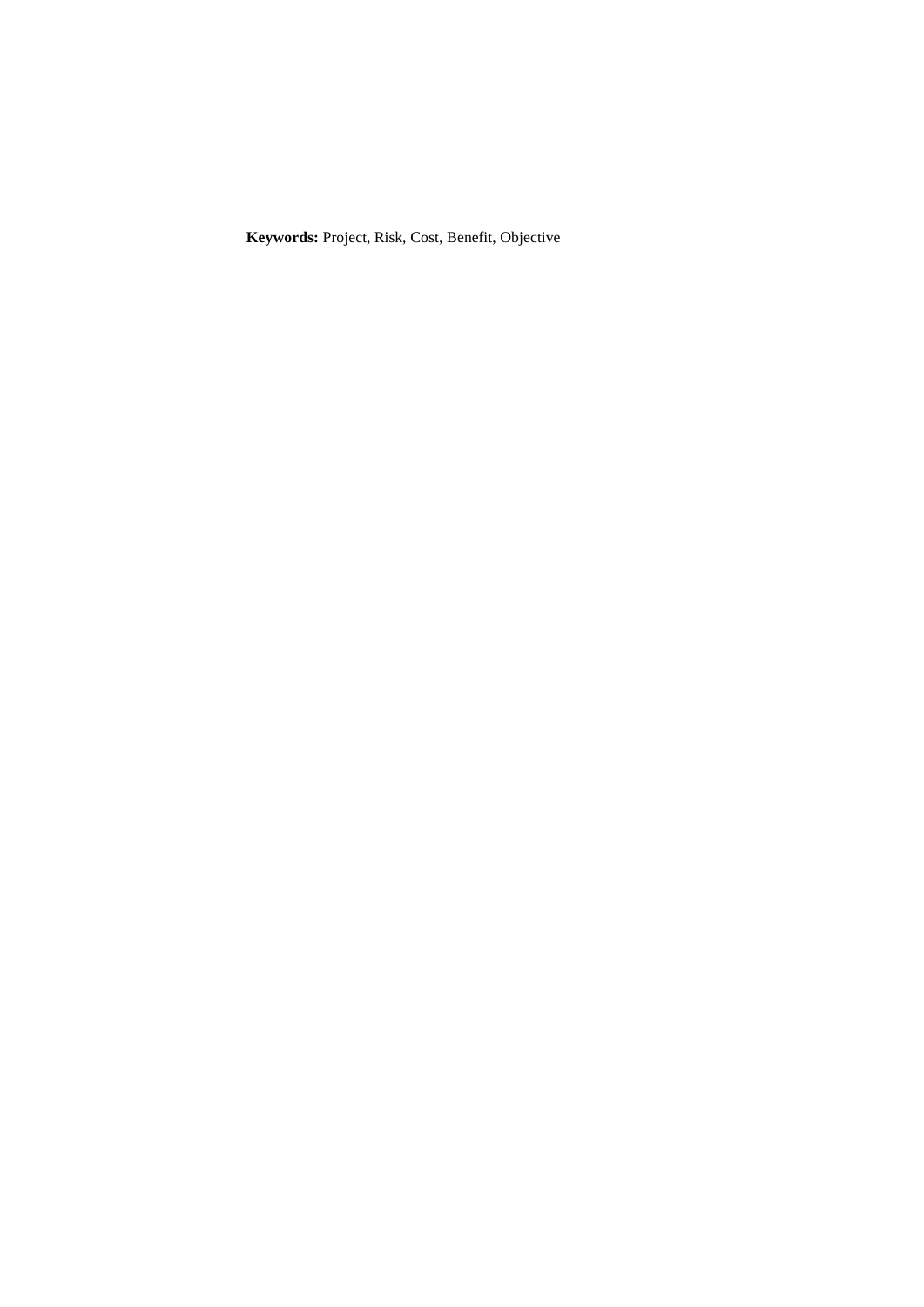**Keywords:** Project, Risk, Cost, Benefit, Objective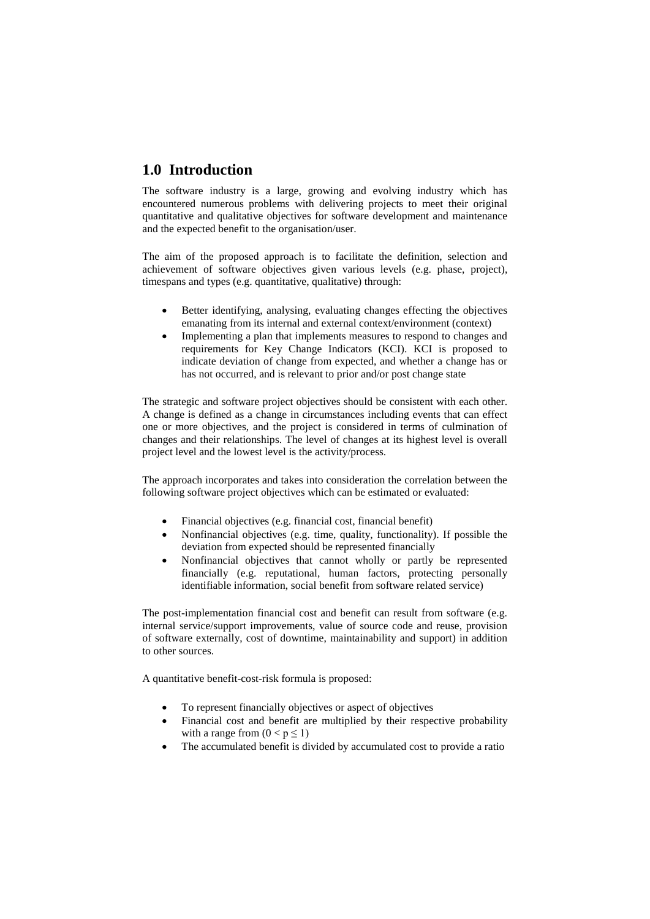## 1.0 Introduction

The software industry is a large, growing and evolving industry which has encountered numerous problems with delivering projects to meet their original quantitative and qualitative objectives for software development and maintenance and the expected benefit to the organisation/user.

The aim of the proposed approach is to facilitate the definition, selection and achievement of software objectives given various levels (e.g. phase, project), timespans and types (e.g. quantitative, qualitative) through:

- Better identifying, analysing, evaluating changes effecting the objectives emanating from its internal and external context/environment (context)
- Implementing a plan that implements measures to respond to changes and requirements for Key Change Indicators (KCI). KCI is proposed to indicate deviation of change from expected, and whether a change has or has not occurred, and is relevant to prior and/or post change state

The strategic and software project objectives should be consistent with each other. A change is defined as a change in circumstances including events that can effect one or more objectives, and the project is considered in terms of culmination of changes and their relationships. The level of changes at its highest level is overall project level and the lowest level is the activity/process.

The approach incorporates and takes into consideration the correlation between the following software project objectives which can be estimated or evaluated:

- Financial objectives (e.g. financial cost, financial benefit)
- Nonfinancial objectives (e.g. time, quality, functionality). If possible the deviation from expected should be represented financially
- Nonfinancial objectives that cannot wholly or partly be represented financially (e.g. reputational, human factors, protecting personally identifiable information, social benefit from software related service)

The post-implementation financial cost and benefit can result from software (e.g. internal service/support improvements, value of source code and reuse, provision of software externally, cost of downtime, maintainability and support) in addition to other sources.

A quantitative benefit-cost-risk formula is proposed:

- To represent financially objectives or aspect of objectives
- Financial cost and benefit are multiplied by their respective probability with a range from $(0 < p \leq 1)$
- The accumulated benefit is divided by accumulated cost to provide a ratio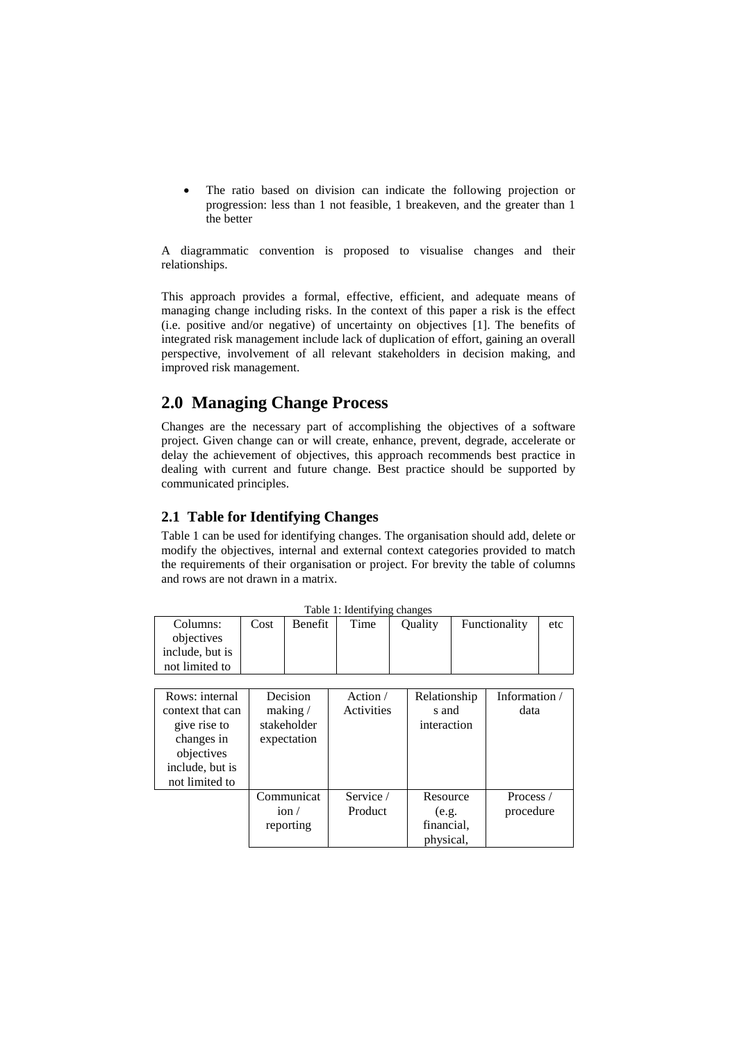- The ratio based on division can indicate the following projection or progression: less than 1 not feasible, 1 breakeven, and the greater than 1 the better

A diagrammatic convention is proposed to visualise changes and their relationships.

This approach provides a formal, effective, efficient, and adequate means of managing change including risks. In the context of this paper a risk is the effect (i.e. positive and/or negative) of uncertainty on objectives [1]. The benefits of integrated risk management include lack of duplication of effort, gaining an overall perspective, involvement of all relevant stakeholders in decision making, and improved risk management.

# 2.0 Managing Change Process

Changes are the necessary part of accomplishing the objectives of a software project. Given change can or will create, enhance, prevent, degrade, accelerate or delay the achievement of objectives, this approach recommends best practice in dealing with current and future change. Best practice should be supported by communicated principles.

## 2.1 Table for Identifying Changes

Table 1 can be used for identifying changes. The organisation should add, delete or modify the objectives, internal and external context categories provided to match the requirements of their organisation or project. For brevity the table of columns and rows are not drawn in a matrix.

Table 1: Identifying changes

| Columns: objectives include, but is not limited to | Cost | Benefit | Time | Quality | Functionality | etc |
|---|---|---|---|---|---|---|

| Rows: internal context that can give rise to changes in objectives include, but is not limited to | Decision making / stakeholder expectation | Action / Activities | Relationships and interaction | Information / data |
|---|---|---|---|---|
| | Communication / reporting | Service / Product | Resource (e.g. financial, physical, | Process / procedure |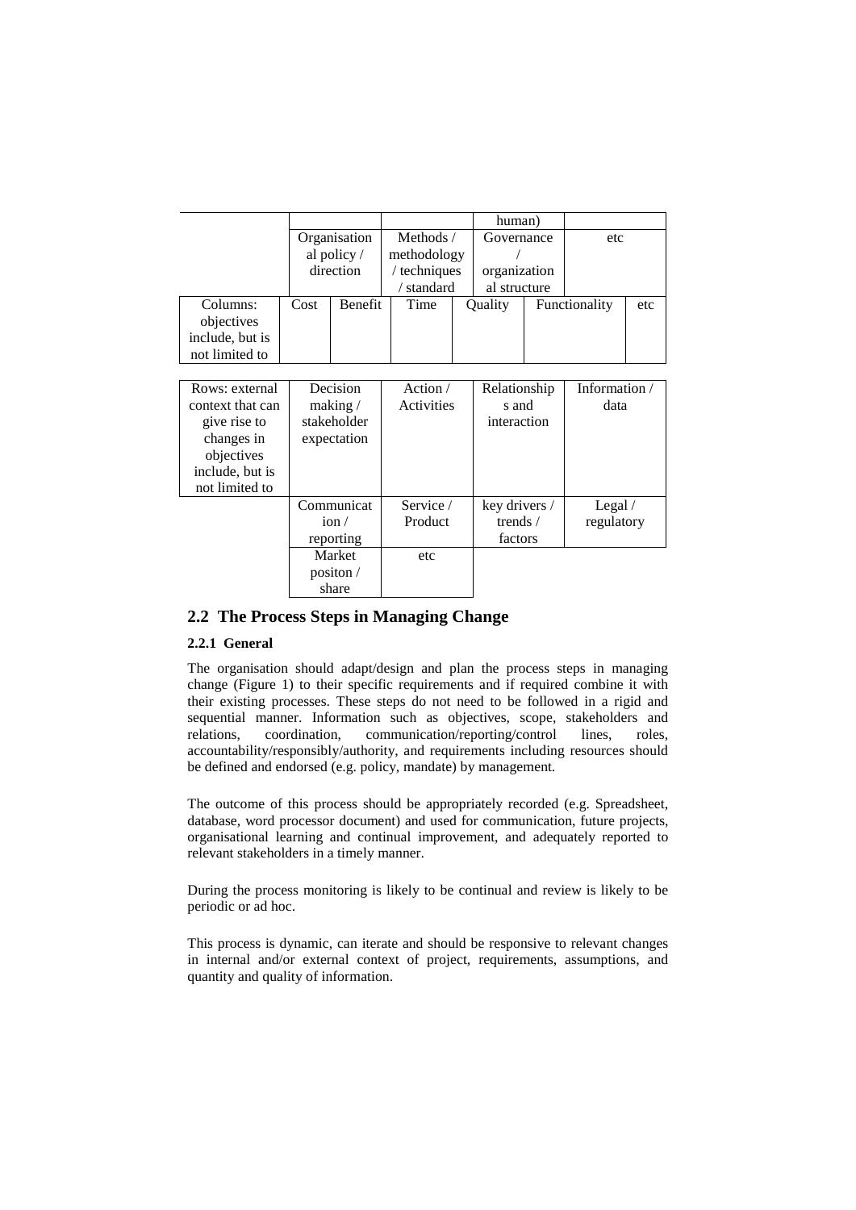| | | | | human) | |
|---|---|---|---|---|---|
| | Organisational policy / direction | Methods / methodology / techniques / standard | Governance / organizational structure | etc | |
| Columns: objectives include, but is not limited to | Cost | Benefit | Time | Quality | Functionality | etc |

| Rows: external context that can give rise to changes in objectives include, but is not limited to | Decision making / stakeholder expectation | Action / Activities | Relationships and interaction | Information / data |
|---|---|---|---|---|
| | Communication / reporting | Service / Product | key drivers / trends / factors | Legal / regulatory |
| | Market positon / share | etc | | |

## 2.2 The Process Steps in Managing Change

### 2.2.1 General

The organisation should adapt/design and plan the process steps in managing change (Figure 1) to their specific requirements and if required combine it with their existing processes. These steps do not need to be followed in a rigid and sequential manner. Information such as objectives, scope, stakeholders and relations, coordination, communication/reporting/control lines, roles, accountability/responsibly/authority, and requirements including resources should be defined and endorsed (e.g. policy, mandate) by management.

The outcome of this process should be appropriately recorded (e.g. Spreadsheet, database, word processor document) and used for communication, future projects, organisational learning and continual improvement, and adequately reported to relevant stakeholders in a timely manner.

During the process monitoring is likely to be continual and review is likely to be periodic or ad hoc.

This process is dynamic, can iterate and should be responsive to relevant changes in internal and/or external context of project, requirements, assumptions, and quantity and quality of information.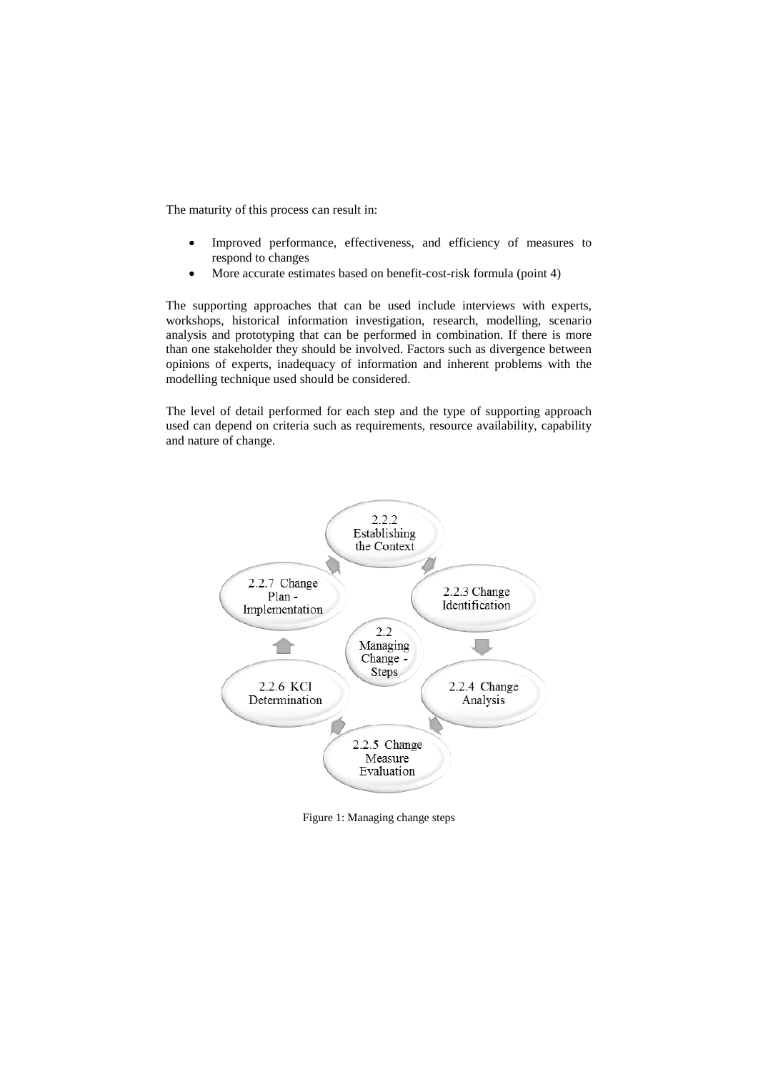The maturity of this process can result in:

- Improved performance, effectiveness, and efficiency of measures to respond to changes
- More accurate estimates based on benefit-cost-risk formula (point 4)

The supporting approaches that can be used include interviews with experts, workshops, historical information investigation, research, modelling, scenario analysis and prototyping that can be performed in combination. If there is more than one stakeholder they should be involved. Factors such as divergence between opinions of experts, inadequacy of information and inherent problems with the modelling technique used should be considered.

The level of detail performed for each step and the type of supporting approach used can depend on criteria such as requirements, resource availability, capability and nature of change.

2.2.2 Establishing the Context

2.2.3 Change Identification

2.2.4 Change Analysis

2.2.5 Change Measure Evaluation

2.2.6 KCI Determination

2.2.7 Change Plan - Implementation

2.2 Managing Change - Steps

Figure 1: Managing change steps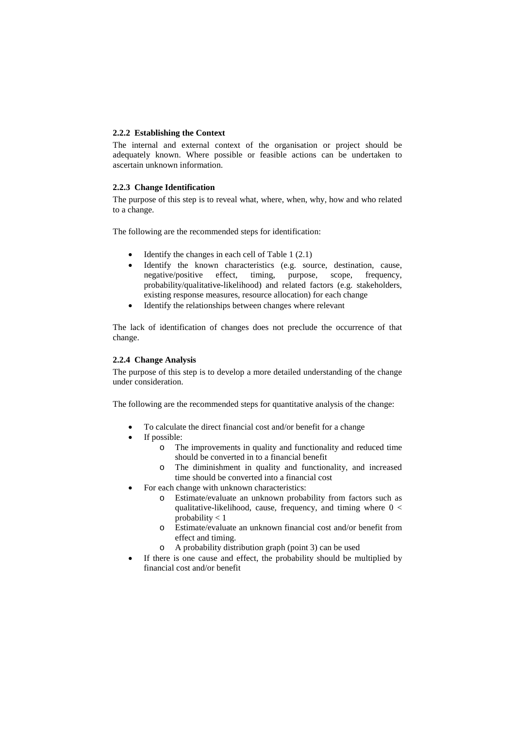### 2.2.2 Establishing the Context

The internal and external context of the organisation or project should be adequately known. Where possible or feasible actions can be undertaken to ascertain unknown information.

### 2.2.3 Change Identification

The purpose of this step is to reveal what, where, when, why, how and who related to a change.

The following are the recommended steps for identification:

- Identify the changes in each cell of Table 1 (2.1)
- Identify the known characteristics (e.g. source, destination, cause, negative/positive effect, timing, purpose, scope, frequency, probability/qualitative-likelihood) and related factors (e.g. stakeholders, existing response measures, resource allocation) for each change
- Identify the relationships between changes where relevant

The lack of identification of changes does not preclude the occurrence of that change.

### 2.2.4 Change Analysis

The purpose of this step is to develop a more detailed understanding of the change under consideration.

The following are the recommended steps for quantitative analysis of the change:

- To calculate the direct financial cost and/or benefit for a change
- If possible:
  - The improvements in quality and functionality and reduced time should be converted in to a financial benefit
  - The diminishment in quality and functionality, and increased time should be converted into a financial cost
- For each change with unknown characteristics:
  - Estimate/evaluate an unknown probability from factors such as qualitative-likelihood, cause, frequency, and timing where $0 <$ probability $< 1$
  - Estimate/evaluate an unknown financial cost and/or benefit from effect and timing.
  - A probability distribution graph (point 3) can be used
- If there is one cause and effect, the probability should be multiplied by financial cost and/or benefit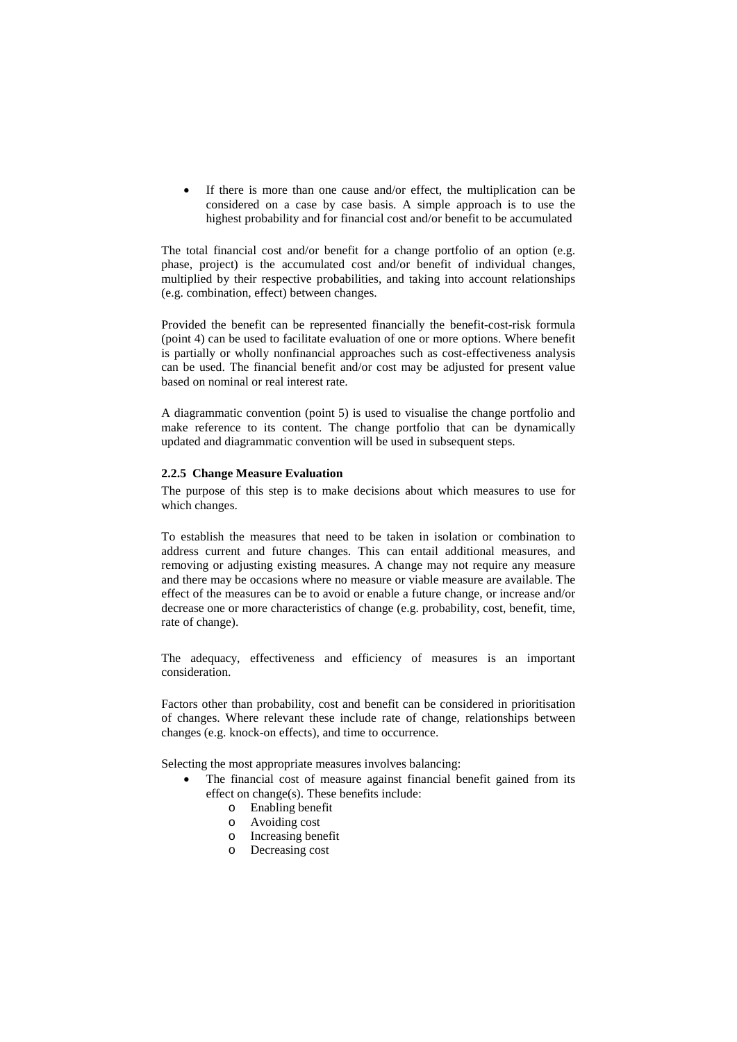- If there is more than one cause and/or effect, the multiplication can be considered on a case by case basis. A simple approach is to use the highest probability and for financial cost and/or benefit to be accumulated

The total financial cost and/or benefit for a change portfolio of an option (e.g. phase, project) is the accumulated cost and/or benefit of individual changes, multiplied by their respective probabilities, and taking into account relationships (e.g. combination, effect) between changes.

Provided the benefit can be represented financially the benefit-cost-risk formula (point 4) can be used to facilitate evaluation of one or more options. Where benefit is partially or wholly nonfinancial approaches such as cost-effectiveness analysis can be used. The financial benefit and/or cost may be adjusted for present value based on nominal or real interest rate.

A diagrammatic convention (point 5) is used to visualise the change portfolio and make reference to its content. The change portfolio that can be dynamically updated and diagrammatic convention will be used in subsequent steps.

#### 2.2.5 Change Measure Evaluation

The purpose of this step is to make decisions about which measures to use for which changes.

To establish the measures that need to be taken in isolation or combination to address current and future changes. This can entail additional measures, and removing or adjusting existing measures. A change may not require any measure and there may be occasions where no measure or viable measure are available. The effect of the measures can be to avoid or enable a future change, or increase and/or decrease one or more characteristics of change (e.g. probability, cost, benefit, time, rate of change).

The adequacy, effectiveness and efficiency of measures is an important consideration.

Factors other than probability, cost and benefit can be considered in prioritisation of changes. Where relevant these include rate of change, relationships between changes (e.g. knock-on effects), and time to occurrence.

Selecting the most appropriate measures involves balancing:

- The financial cost of measure against financial benefit gained from its effect on change(s). These benefits include:
    - Enabling benefit
    - Avoiding cost
    - Increasing benefit
    - Decreasing cost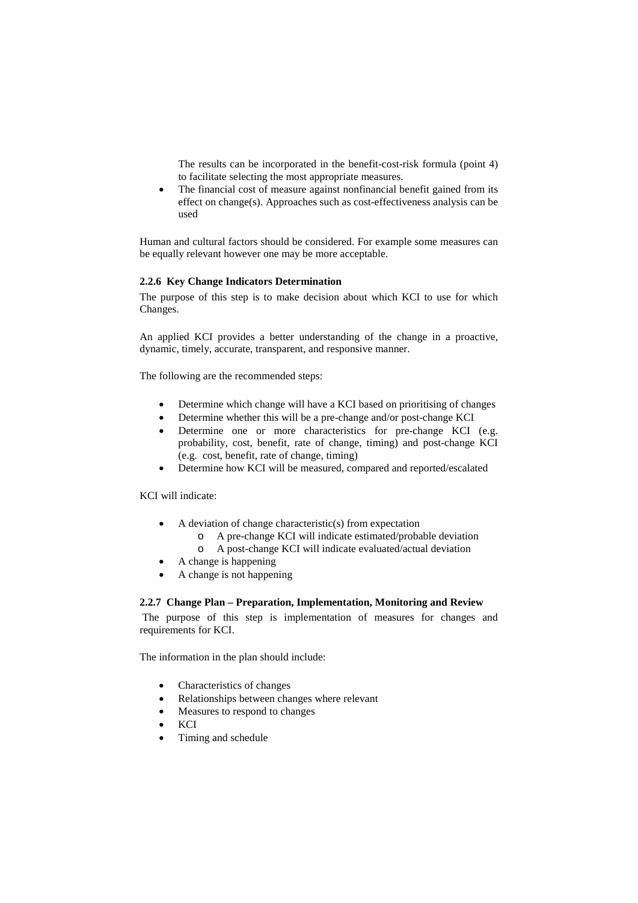The results can be incorporated in the benefit-cost-risk formula (point 4) to facilitate selecting the most appropriate measures.

- The financial cost of measure against nonfinancial benefit gained from its effect on change(s). Approaches such as cost-effectiveness analysis can be used

Human and cultural factors should be considered. For example some measures can be equally relevant however one may be more acceptable.

#### 2.2.6 Key Change Indicators Determination

The purpose of this step is to make decision about which KCI to use for which Changes.

An applied KCI provides a better understanding of the change in a proactive, dynamic, timely, accurate, transparent, and responsive manner.

The following are the recommended steps:

- Determine which change will have a KCI based on prioritising of changes
- Determine whether this will be a pre-change and/or post-change KCI
- Determine one or more characteristics for pre-change KCI (e.g. probability, cost, benefit, rate of change, timing) and post-change KCI (e.g. cost, benefit, rate of change, timing)
- Determine how KCI will be measured, compared and reported/escalated

KCI will indicate:

- A deviation of change characteristic(s) from expectation
  - A pre-change KCI will indicate estimated/probable deviation
  - A post-change KCI will indicate evaluated/actual deviation
- A change is happening
- A change is not happening

#### 2.2.7 Change Plan – Preparation, Implementation, Monitoring and Review

The purpose of this step is implementation of measures for changes and requirements for KCI.

The information in the plan should include:

- Characteristics of changes
- Relationships between changes where relevant
- Measures to respond to changes
- KCI
- Timing and schedule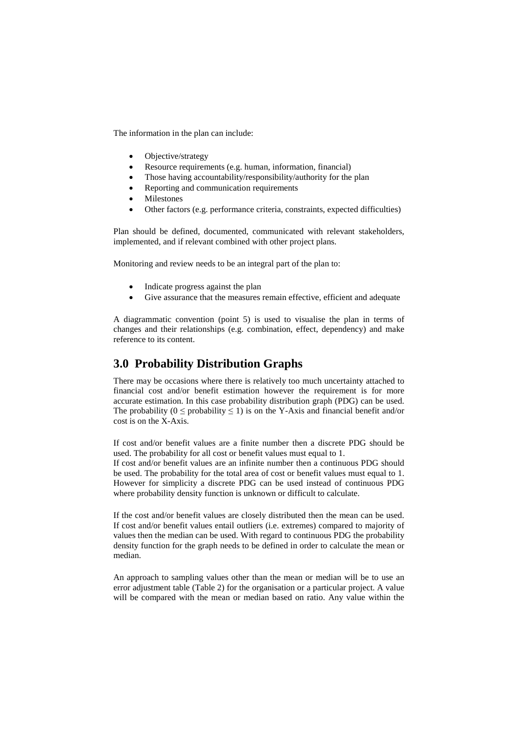The information in the plan can include:

- Objective/strategy
- Resource requirements (e.g. human, information, financial)
- Those having accountability/responsibility/authority for the plan
- Reporting and communication requirements
- Milestones
- Other factors (e.g. performance criteria, constraints, expected difficulties)

Plan should be defined, documented, communicated with relevant stakeholders, implemented, and if relevant combined with other project plans.

Monitoring and review needs to be an integral part of the plan to:

- Indicate progress against the plan
- Give assurance that the measures remain effective, efficient and adequate

A diagrammatic convention (point 5) is used to visualise the plan in terms of changes and their relationships (e.g. combination, effect, dependency) and make reference to its content.

## 3.0 Probability Distribution Graphs

There may be occasions where there is relatively too much uncertainty attached to financial cost and/or benefit estimation however the requirement is for more accurate estimation. In this case probability distribution graph (PDG) can be used. The probability ($0 \leq \text{probability} \leq 1$) is on the Y-Axis and financial benefit and/or cost is on the X-Axis.

If cost and/or benefit values are a finite number then a discrete PDG should be used. The probability for all cost or benefit values must equal to 1.
If cost and/or benefit values are an infinite number then a continuous PDG should be used. The probability for the total area of cost or benefit values must equal to 1. However for simplicity a discrete PDG can be used instead of continuous PDG where probability density function is unknown or difficult to calculate.

If the cost and/or benefit values are closely distributed then the mean can be used. If cost and/or benefit values entail outliers (i.e. extremes) compared to majority of values then the median can be used. With regard to continuous PDG the probability density function for the graph needs to be defined in order to calculate the mean or median.

An approach to sampling values other than the mean or median will be to use an error adjustment table (Table 2) for the organisation or a particular project. A value will be compared with the mean or median based on ratio. Any value within the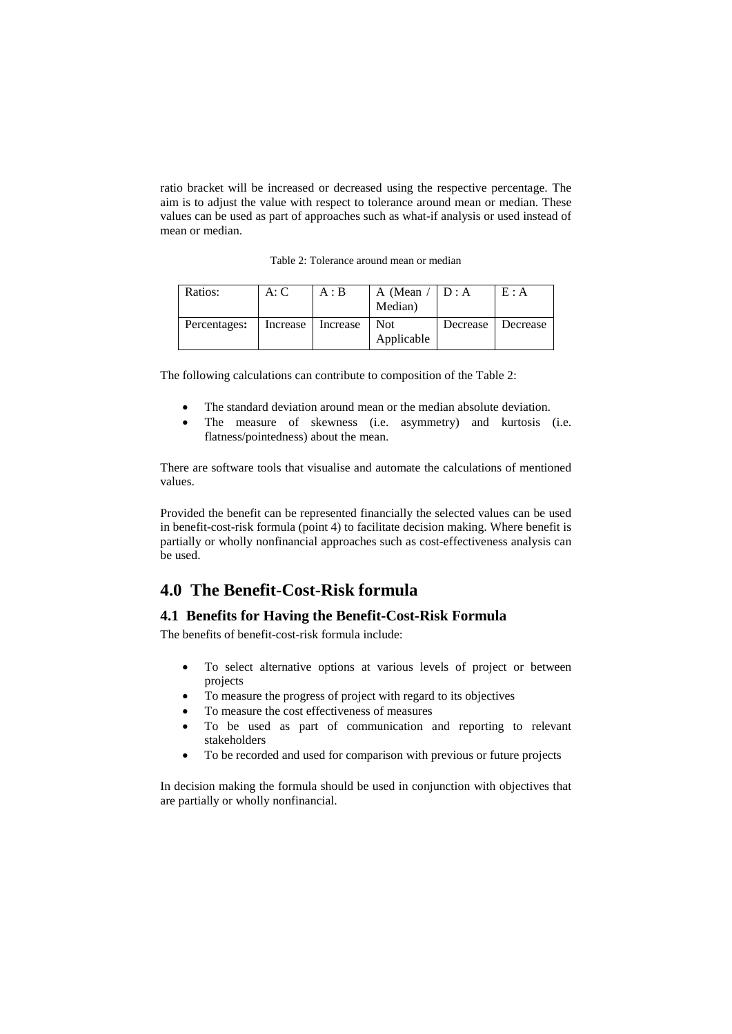ratio bracket will be increased or decreased using the respective percentage. The aim is to adjust the value with respect to tolerance around mean or median. These values can be used as part of approaches such as what-if analysis or used instead of mean or median.

Table 2: Tolerance around mean or median

| Ratios: | A: C | A : B | A (Mean / Median) | D : A | E : A |
|---|---|---|---|---|---|
| **Percentages:** | Increase | Increase | Not Applicable | Decrease | Decrease |

The following calculations can contribute to composition of the Table 2:

- The standard deviation around mean or the median absolute deviation.
- The measure of skewness (i.e. asymmetry) and kurtosis (i.e. flatness/pointedness) about the mean.

There are software tools that visualise and automate the calculations of mentioned values.

Provided the benefit can be represented financially the selected values can be used in benefit-cost-risk formula (point 4) to facilitate decision making. Where benefit is partially or wholly nonfinancial approaches such as cost-effectiveness analysis can be used.

# 4.0 The Benefit-Cost-Risk formula

## 4.1 Benefits for Having the Benefit-Cost-Risk Formula

The benefits of benefit-cost-risk formula include:

- To select alternative options at various levels of project or between projects
- To measure the progress of project with regard to its objectives
- To measure the cost effectiveness of measures
- To be used as part of communication and reporting to relevant stakeholders
- To be recorded and used for comparison with previous or future projects

In decision making the formula should be used in conjunction with objectives that are partially or wholly nonfinancial.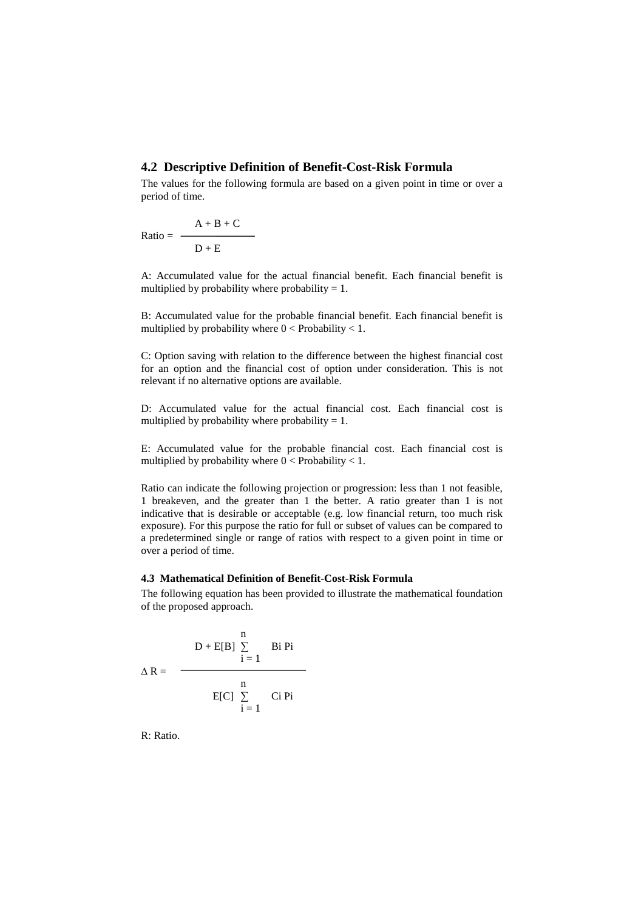## 4.2 Descriptive Definition of Benefit-Cost-Risk Formula

The values for the following formula are based on a given point in time or over a period of time.

$$\text{Ratio} = \frac{A + B + C}{D + E}$$

A: Accumulated value for the actual financial benefit. Each financial benefit is multiplied by probability where probability = 1.

B: Accumulated value for the probable financial benefit. Each financial benefit is multiplied by probability where 0 < Probability < 1.

C: Option saving with relation to the difference between the highest financial cost for an option and the financial cost of option under consideration. This is not relevant if no alternative options are available.

D: Accumulated value for the actual financial cost. Each financial cost is multiplied by probability where probability = 1.

E: Accumulated value for the probable financial cost. Each financial cost is multiplied by probability where 0 < Probability < 1.

Ratio can indicate the following projection or progression: less than 1 not feasible, 1 breakeven, and the greater than 1 the better. A ratio greater than 1 is not indicative that is desirable or acceptable (e.g. low financial return, too much risk exposure). For this purpose the ratio for full or subset of values can be compared to a predetermined single or range of ratios with respect to a given point in time or over a period of time.

#### 4.3 Mathematical Definition of Benefit-Cost-Risk Formula

The following equation has been provided to illustrate the mathematical foundation of the proposed approach.

$$\Delta R = \frac{D + E[B] \sum_{i=1}^{n} Bi\ Pi}{E[C] \sum_{i=1}^{n} Ci\ Pi}$$

R: Ratio.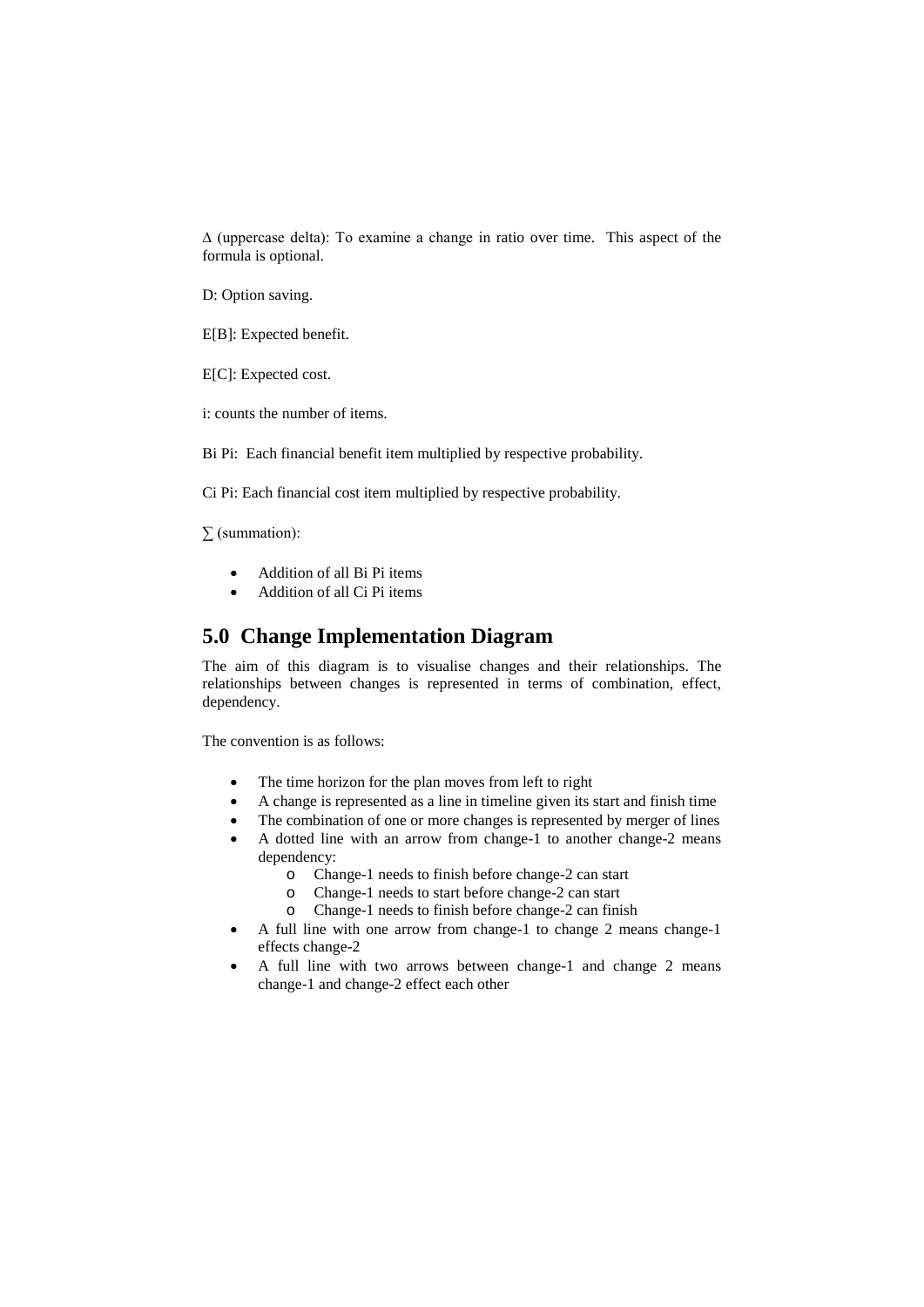Δ (uppercase delta): To examine a change in ratio over time. This aspect of the formula is optional.

D: Option saving.

E[B]: Expected benefit.

E[C]: Expected cost.

i: counts the number of items.

$B_i P_i$: Each financial benefit item multiplied by respective probability.

$C_i P_i$: Each financial cost item multiplied by respective probability.

∑ (summation):

- Addition of all $B_i P_i$ items
- Addition of all $C_i P_i$ items

## 5.0 Change Implementation Diagram

The aim of this diagram is to visualise changes and their relationships. The relationships between changes is represented in terms of combination, effect, dependency.

The convention is as follows:

- The time horizon for the plan moves from left to right
- A change is represented as a line in timeline given its start and finish time
- The combination of one or more changes is represented by merger of lines
- A dotted line with an arrow from change-1 to another change-2 means dependency:
  - Change-1 needs to finish before change-2 can start
  - Change-1 needs to start before change-2 can start
  - Change-1 needs to finish before change-2 can finish
- A full line with one arrow from change-1 to change 2 means change-1 effects change-2
- A full line with two arrows between change-1 and change 2 means change-1 and change-2 effect each other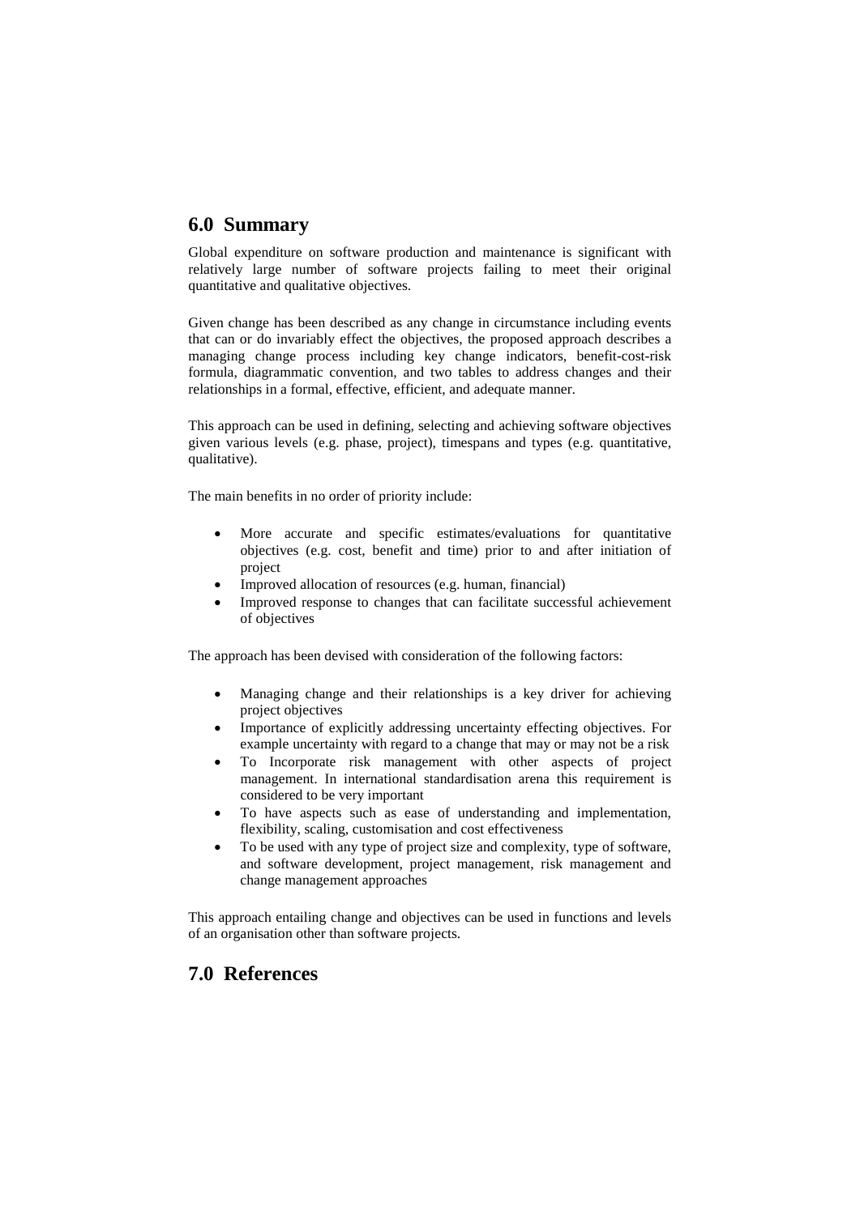## 6.0 Summary

Global expenditure on software production and maintenance is significant with relatively large number of software projects failing to meet their original quantitative and qualitative objectives.

Given change has been described as any change in circumstance including events that can or do invariably effect the objectives, the proposed approach describes a managing change process including key change indicators, benefit-cost-risk formula, diagrammatic convention, and two tables to address changes and their relationships in a formal, effective, efficient, and adequate manner.

This approach can be used in defining, selecting and achieving software objectives given various levels (e.g. phase, project), timespans and types (e.g. quantitative, qualitative).

The main benefits in no order of priority include:

- More accurate and specific estimates/evaluations for quantitative objectives (e.g. cost, benefit and time) prior to and after initiation of project
- Improved allocation of resources (e.g. human, financial)
- Improved response to changes that can facilitate successful achievement of objectives

The approach has been devised with consideration of the following factors:

- Managing change and their relationships is a key driver for achieving project objectives
- Importance of explicitly addressing uncertainty effecting objectives. For example uncertainty with regard to a change that may or may not be a risk
- To Incorporate risk management with other aspects of project management. In international standardisation arena this requirement is considered to be very important
- To have aspects such as ease of understanding and implementation, flexibility, scaling, customisation and cost effectiveness
- To be used with any type of project size and complexity, type of software, and software development, project management, risk management and change management approaches

This approach entailing change and objectives can be used in functions and levels of an organisation other than software projects.

## 7.0 References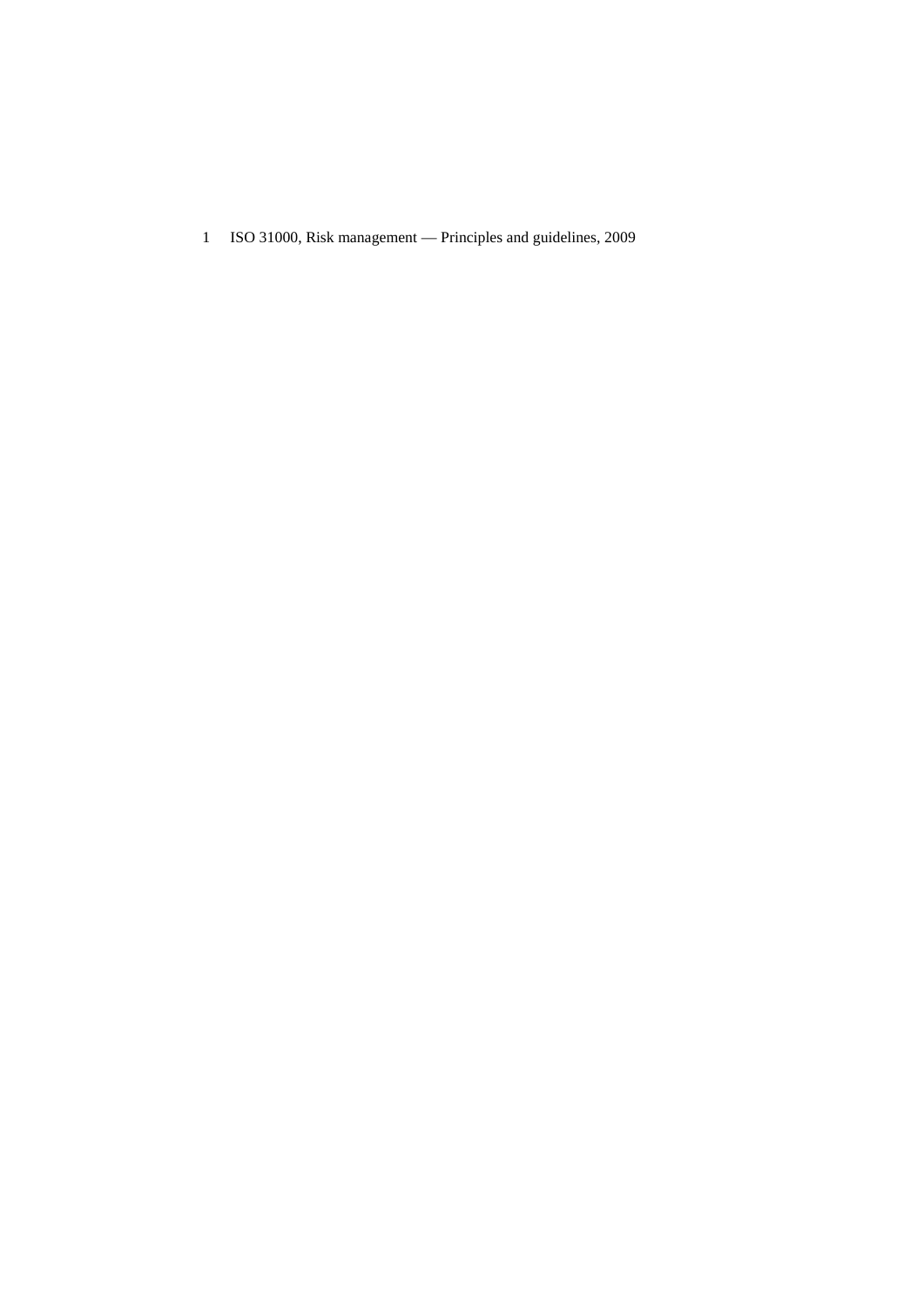1 ISO 31000, Risk management — Principles and guidelines, 2009